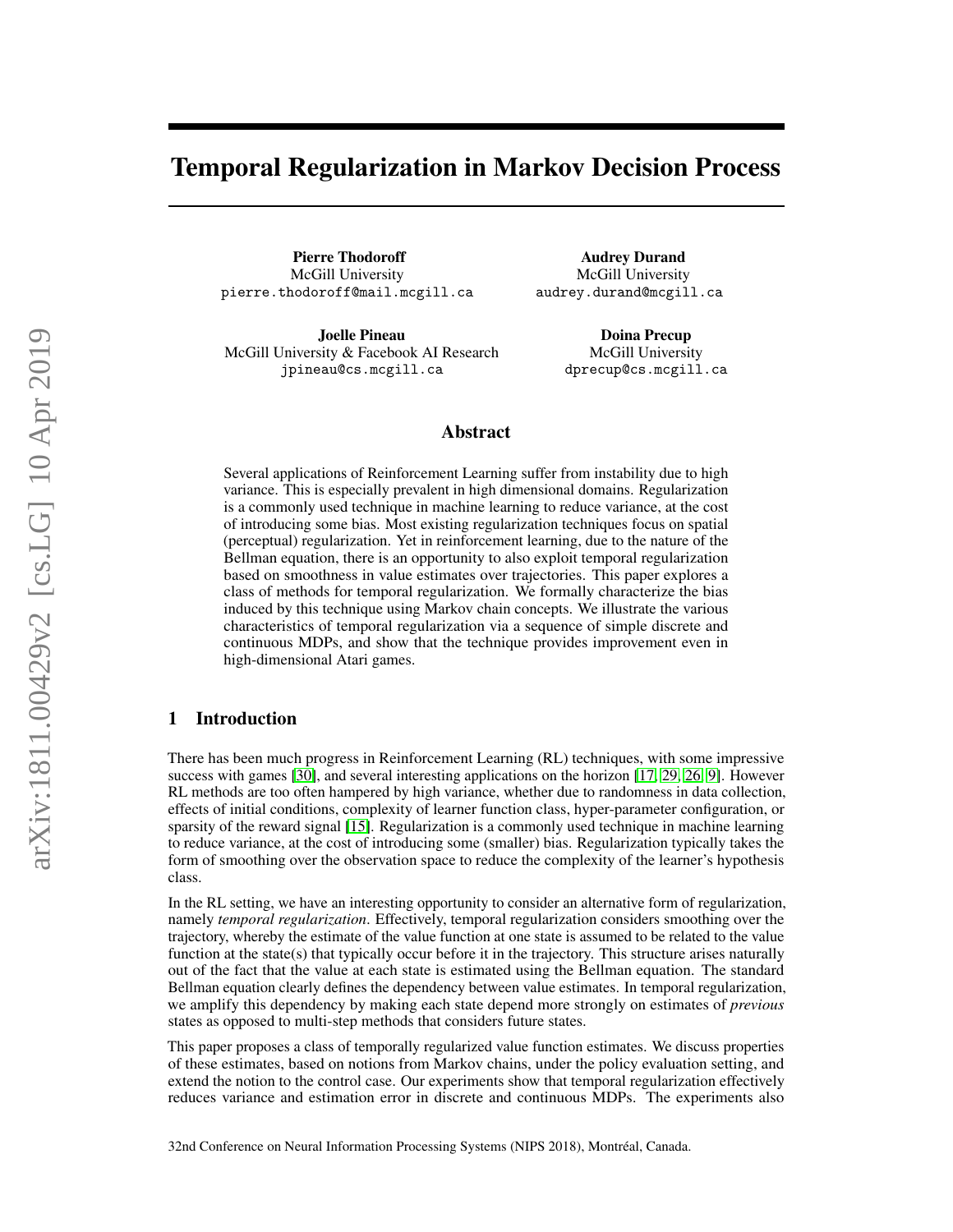# Temporal Regularization in Markov Decision Process

**Pierre Thodoroff**
McGill University
pierre.thodoroff@mail.mcgill.ca

**Audrey Durand**
McGill University
audrey.durand@mcgill.ca

**Joelle Pineau**
McGill University & Facebook AI Research
jpineau@cs.mcgill.ca

**Doina Precup**
McGill University
dprecup@cs.mcgill.ca

## Abstract

Several applications of Reinforcement Learning suffer from instability due to high variance. This is especially prevalent in high dimensional domains. Regularization is a commonly used technique in machine learning to reduce variance, at the cost of introducing some bias. Most existing regularization techniques focus on spatial (perceptual) regularization. Yet in reinforcement learning, due to the nature of the Bellman equation, there is an opportunity to also exploit temporal regularization based on smoothness in value estimates over trajectories. This paper explores a class of methods for temporal regularization. We formally characterize the bias induced by this technique using Markov chain concepts. We illustrate the various characteristics of temporal regularization via a sequence of simple discrete and continuous MDPs, and show that the technique provides improvement even in high-dimensional Atari games.

## 1 Introduction

There has been much progress in Reinforcement Learning (RL) techniques, with some impressive success with games [30], and several interesting applications on the horizon [17, 29, 26, 9]. However RL methods are too often hampered by high variance, whether due to randomness in data collection, effects of initial conditions, complexity of learner function class, hyper-parameter configuration, or sparsity of the reward signal [15]. Regularization is a commonly used technique in machine learning to reduce variance, at the cost of introducing some (smaller) bias. Regularization typically takes the form of smoothing over the observation space to reduce the complexity of the learner's hypothesis class.

In the RL setting, we have an interesting opportunity to consider an alternative form of regularization, namely *temporal regularization*. Effectively, temporal regularization considers smoothing over the trajectory, whereby the estimate of the value function at one state is assumed to be related to the value function at the state(s) that typically occur before it in the trajectory. This structure arises naturally out of the fact that the value at each state is estimated using the Bellman equation. The standard Bellman equation clearly defines the dependency between value estimates. In temporal regularization, we amplify this dependency by making each state depend more strongly on estimates of *previous* states as opposed to multi-step methods that considers future states.

This paper proposes a class of temporally regularized value function estimates. We discuss properties of these estimates, based on notions from Markov chains, under the policy evaluation setting, and extend the notion to the control case. Our experiments show that temporal regularization effectively reduces variance and estimation error in discrete and continuous MDPs. The experiments also

32nd Conference on Neural Information Processing Systems (NIPS 2018), Montréal, Canada.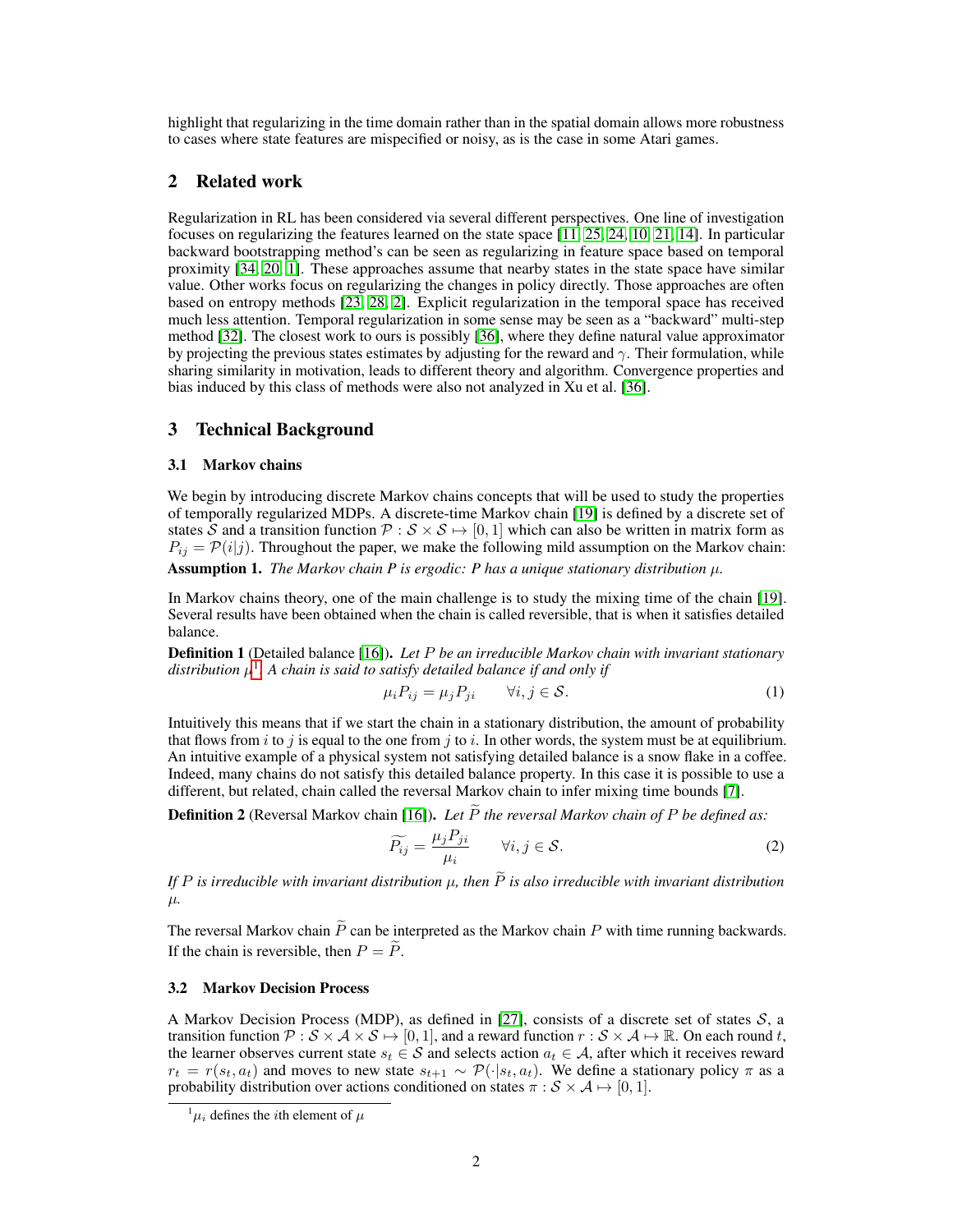highlight that regularizing in the time domain rather than in the spatial domain allows more robustness to cases where state features are mispecified or noisy, as is the case in some Atari games.

## 2 Related work

Regularization in RL has been considered via several different perspectives. One line of investigation focuses on regularizing the features learned on the state space [11, 25, 24, 10, 21, 14]. In particular backward bootstrapping method's can be seen as regularizing in feature space based on temporal proximity [34, 20, 1]. These approaches assume that nearby states in the state space have similar value. Other works focus on regularizing the changes in policy directly. Those approaches are often based on entropy methods [23, 28, 2]. Explicit regularization in the temporal space has received much less attention. Temporal regularization in some sense may be seen as a "backward" multi-step method [32]. The closest work to ours is possibly [36], where they define natural value approximator by projecting the previous states estimates by adjusting for the reward and $\gamma$. Their formulation, while sharing similarity in motivation, leads to different theory and algorithm. Convergence properties and bias induced by this class of methods were also not analyzed in Xu et al. [36].

## 3 Technical Background

### 3.1 Markov chains

We begin by introducing discrete Markov chains concepts that will be used to study the properties of temporally regularized MDPs. A discrete-time Markov chain [19] is defined by a discrete set of states $\mathcal{S}$ and a transition function $\mathcal{P} : \mathcal{S} \times \mathcal{S} \mapsto [0, 1]$ which can also be written in matrix form as $P_{ij} = \mathcal{P}(i|j)$. Throughout the paper, we make the following mild assumption on the Markov chain:

**Assumption 1.** *The Markov chain P is ergodic: P has a unique stationary distribution $\mu$.*

In Markov chains theory, one of the main challenge is to study the mixing time of the chain [19]. Several results have been obtained when the chain is called reversible, that is when it satisfies detailed balance.

**Definition 1** (Detailed balance [16]). *Let $P$ be an irreducible Markov chain with invariant stationary distribution $\mu$[1]. A chain is said to satisfy detailed balance if and only if*

$$\mu_i P_{ij} = \mu_j P_{ji} \qquad \forall i, j \in \mathcal{S}. \tag{1}$$

Intuitively this means that if we start the chain in a stationary distribution, the amount of probability that flows from $i$ to $j$ is equal to the one from $j$ to $i$. In other words, the system must be at equilibrium. An intuitive example of a physical system not satisfying detailed balance is a snow flake in a coffee. Indeed, many chains do not satisfy this detailed balance property. In this case it is possible to use a different, but related, chain called the reversal Markov chain to infer mixing time bounds [7].

**Definition 2** (Reversal Markov chain [16]). *Let $\widetilde{P}$ the reversal Markov chain of $P$ be defined as:*

$$\widetilde{P_{ij}} = \frac{\mu_j P_{ji}}{\mu_i} \qquad \forall i, j \in \mathcal{S}. \tag{2}$$

*If $P$ is irreducible with invariant distribution $\mu$, then $\widetilde{P}$ is also irreducible with invariant distribution $\mu$.*

The reversal Markov chain $\widetilde{P}$ can be interpreted as the Markov chain $P$ with time running backwards. If the chain is reversible, then $P = \widetilde{P}$.

### 3.2 Markov Decision Process

A Markov Decision Process (MDP), as defined in [27], consists of a discrete set of states $\mathcal{S}$, a transition function $\mathcal{P} : \mathcal{S} \times \mathcal{A} \times \mathcal{S} \mapsto [0, 1]$, and a reward function $r : \mathcal{S} \times \mathcal{A} \mapsto \mathbb{R}$. On each round $t$, the learner observes current state $s_t \in \mathcal{S}$ and selects action $a_t \in \mathcal{A}$, after which it receives reward $r_t = r(s_t, a_t)$ and moves to new state $s_{t+1} \sim \mathcal{P}(\cdot|s_t, a_t)$. We define a stationary policy $\pi$ as a probability distribution over actions conditioned on states $\pi : \mathcal{S} \times \mathcal{A} \mapsto [0, 1]$.

[1] $\mu_i$ defines the $i$th element of $\mu$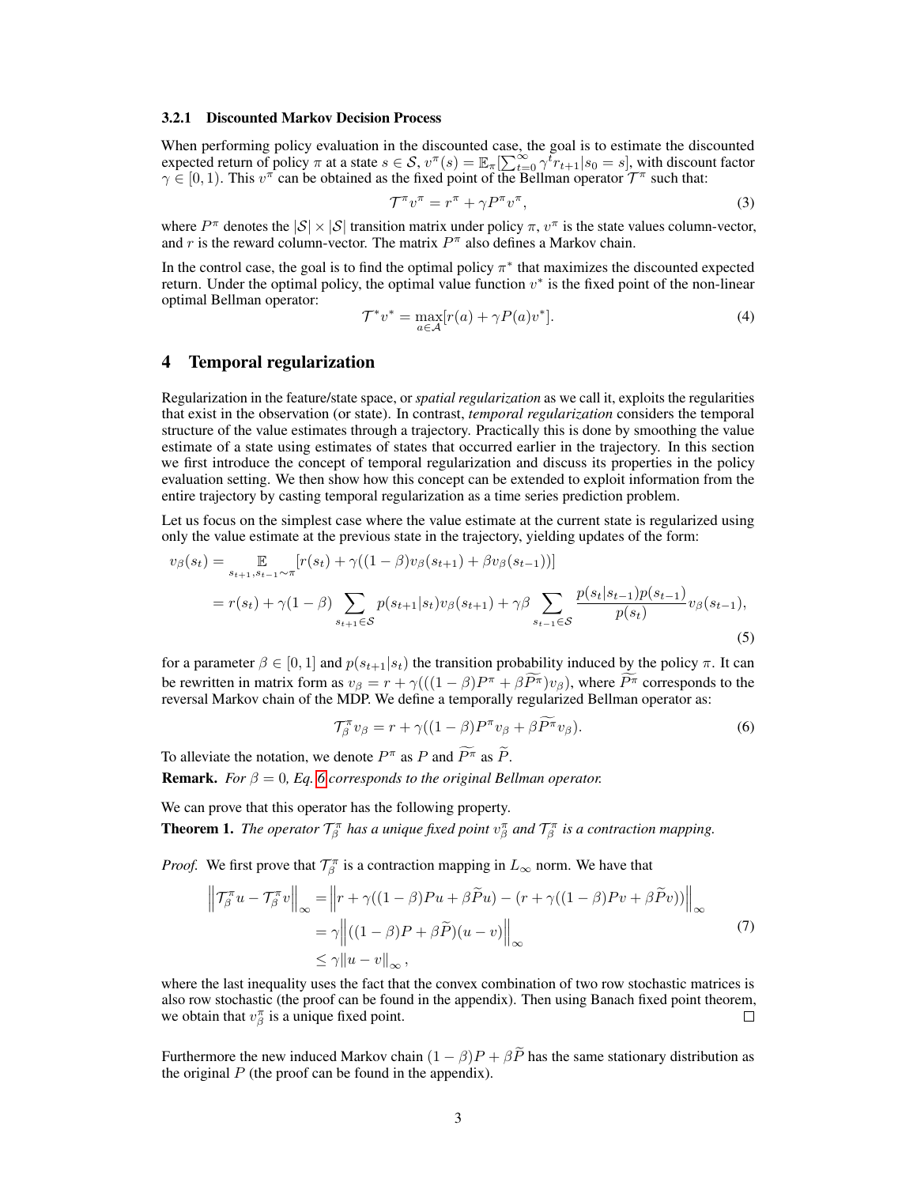#### 3.2.1 Discounted Markov Decision Process

When performing policy evaluation in the discounted case, the goal is to estimate the discounted expected return of policy $\pi$ at a state $s \in \mathcal{S}$, $v^\pi(s) = \mathbb{E}_\pi[\sum_{t=0}^{\infty} \gamma^t r_{t+1} | s_0 = s]$, with discount factor $\gamma \in [0, 1)$. This $v^\pi$ can be obtained as the fixed point of the Bellman operator $\mathcal{T}^\pi$ such that:

$$\mathcal{T}^\pi v^\pi = r^\pi + \gamma P^\pi v^\pi, \tag{3}$$

where $P^\pi$ denotes the $|\mathcal{S}| \times |\mathcal{S}|$ transition matrix under policy $\pi$, $v^\pi$ is the state values column-vector, and $r$ is the reward column-vector. The matrix $P^\pi$ also defines a Markov chain.

In the control case, the goal is to find the optimal policy $\pi^*$ that maximizes the discounted expected return. Under the optimal policy, the optimal value function $v^*$ is the fixed point of the non-linear optimal Bellman operator:

$$\mathcal{T}^* v^* = \max_{a \in \mathcal{A}} [r(a) + \gamma P(a) v^*]. \tag{4}$$

## 4 Temporal regularization

Regularization in the feature/state space, or *spatial regularization* as we call it, exploits the regularities that exist in the observation (or state). In contrast, *temporal regularization* considers the temporal structure of the value estimates through a trajectory. Practically this is done by smoothing the value estimate of a state using estimates of states that occurred earlier in the trajectory. In this section we first introduce the concept of temporal regularization and discuss its properties in the policy evaluation setting. We then show how this concept can be extended to exploit information from the entire trajectory by casting temporal regularization as a time series prediction problem.

Let us focus on the simplest case where the value estimate at the current state is regularized using only the value estimate at the previous state in the trajectory, yielding updates of the form:

$$\begin{aligned}
v_\beta(s_t) &= \mathop{\mathbb{E}}_{s_{t+1}, s_{t-1} \sim \pi} [r(s_t) + \gamma((1-\beta) v_\beta(s_{t+1}) + \beta v_\beta(s_{t-1}))] \\
&= r(s_t) + \gamma(1-\beta) \sum_{s_{t+1} \in \mathcal{S}} p(s_{t+1}|s_t) v_\beta(s_{t+1}) + \gamma\beta \sum_{s_{t-1} \in \mathcal{S}} \frac{p(s_t|s_{t-1}) p(s_{t-1})}{p(s_t)} v_\beta(s_{t-1}),
\end{aligned} \tag{5}$$

for a parameter $\beta \in [0, 1]$ and $p(s_{t+1}|s_t)$ the transition probability induced by the policy $\pi$. It can be rewritten in matrix form as $v_\beta = r + \gamma(((1-\beta)P^\pi + \beta \widetilde{P^\pi}) v_\beta)$, where $\widetilde{P^\pi}$ corresponds to the reversal Markov chain of the MDP. We define a temporally regularized Bellman operator as:

$$\mathcal{T}^\pi_\beta v_\beta = r + \gamma((1-\beta) P^\pi v_\beta + \beta \widetilde{P^\pi} v_\beta). \tag{6}$$

To alleviate the notation, we denote $P^\pi$ as $P$ and $\widetilde{P^\pi}$ as $\widetilde{P}$.

**Remark.** *For $\beta = 0$, Eq. 6 corresponds to the original Bellman operator.*

We can prove that this operator has the following property.

**Theorem 1.** *The operator $\mathcal{T}^\pi_\beta$ has a unique fixed point $v^\pi_\beta$ and $\mathcal{T}^\pi_\beta$ is a contraction mapping.*

*Proof.* We first prove that $\mathcal{T}^\pi_\beta$ is a contraction mapping in $L_\infty$ norm. We have that

$$\begin{aligned}
\left\| \mathcal{T}^\pi_\beta u - \mathcal{T}^\pi_\beta v \right\|_\infty &= \left\| r + \gamma((1-\beta)Pu + \beta\widetilde{P}u) - (r + \gamma((1-\beta)Pv + \beta\widetilde{P}v)) \right\|_\infty \\
&= \gamma \left\| ((1-\beta)P + \beta\widetilde{P})(u - v) \right\|_\infty \\
&\leq \gamma \|u - v\|_\infty,
\end{aligned} \tag{7}$$

where the last inequality uses the fact that the convex combination of two row stochastic matrices is also row stochastic (the proof can be found in the appendix). Then using Banach fixed point theorem, we obtain that $v^\pi_\beta$ is a unique fixed point. $\square$

Furthermore the new induced Markov chain $(1-\beta)P + \beta\widetilde{P}$ has the same stationary distribution as the original $P$ (the proof can be found in the appendix).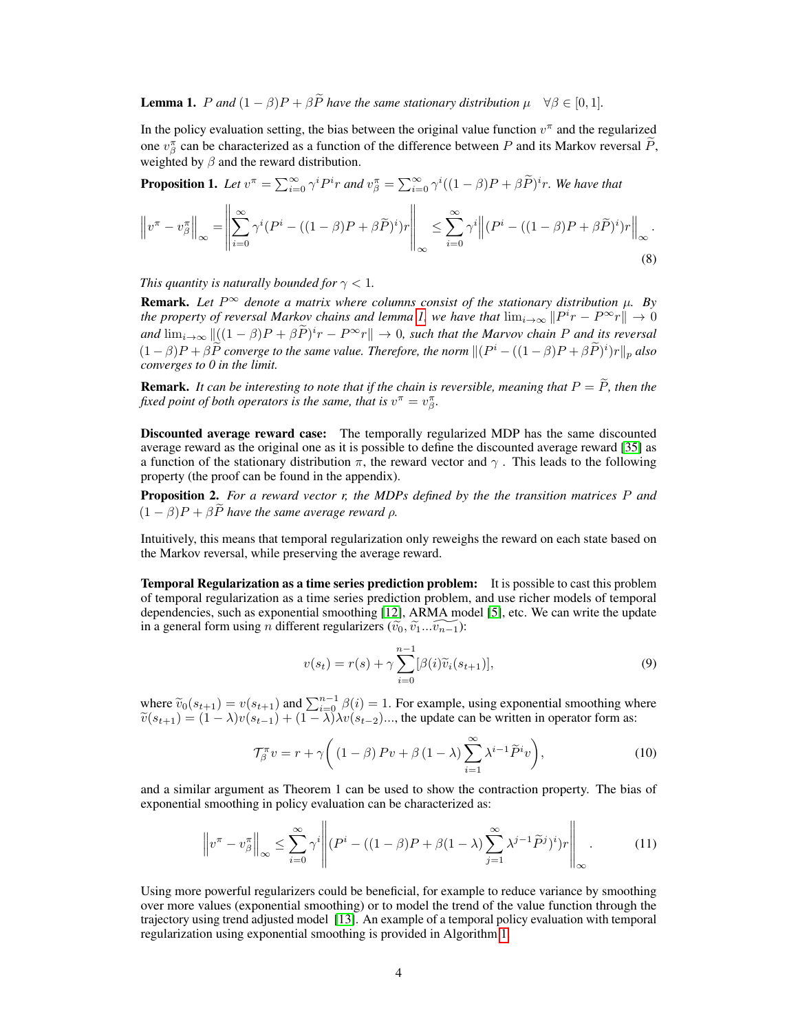**Lemma 1.** *$P$ and $(1-\beta)P + \beta\widetilde{P}$ have the same stationary distribution $\mu \quad \forall \beta \in [0,1]$.*

In the policy evaluation setting, the bias between the original value function $v^\pi$ and the regularized one $v^\pi_\beta$ can be characterized as a function of the difference between $P$ and its Markov reversal $\widetilde{P}$, weighted by $\beta$ and the reward distribution.

**Proposition 1.** *Let $v^\pi = \sum_{i=0}^{\infty} \gamma^i P^i r$ and $v^\pi_\beta = \sum_{i=0}^{\infty} \gamma^i ((1-\beta)P + \beta\widetilde{P})^i r$. We have that*

$$\left\| v^\pi - v^\pi_\beta \right\|_\infty = \left\| \sum_{i=0}^{\infty} \gamma^i (P^i - ((1-\beta)P + \beta\widetilde{P})^i) r \right\|_\infty \leq \sum_{i=0}^{\infty} \gamma^i \left\| (P^i - ((1-\beta)P + \beta\widetilde{P})^i) r \right\|_\infty . \tag{8}$$

*This quantity is naturally bounded for $\gamma < 1$.*

**Remark.** *Let $P^\infty$ denote a matrix where columns consist of the stationary distribution $\mu$. By the property of reversal Markov chains and lemma 1, we have that $\lim_{i\to\infty} \|P^i r - P^\infty r\| \to 0$ and $\lim_{i\to\infty} \|((1-\beta)P + \beta\widetilde{P})^i r - P^\infty r\| \to 0$, such that the Marvov chain $P$ and its reversal $(1-\beta)P + \beta\widetilde{P}$ converge to the same value. Therefore, the norm $\|(P^i - ((1-\beta)P + \beta\widetilde{P})^i) r\|_p$ also converges to 0 in the limit.*

**Remark.** *It can be interesting to note that if the chain is reversible, meaning that $P = \widetilde{P}$, then the fixed point of both operators is the same, that is $v^\pi = v^\pi_\beta$.*

**Discounted average reward case:** The temporally regularized MDP has the same discounted average reward as the original one as it is possible to define the discounted average reward [35] as a function of the stationary distribution $\pi$, the reward vector and $\gamma$ . This leads to the following property (the proof can be found in the appendix).

**Proposition 2.** *For a reward vector $r$, the MDPs defined by the the transition matrices $P$ and $(1-\beta)P + \beta\widetilde{P}$ have the same average reward $\rho$.*

Intuitively, this means that temporal regularization only reweighs the reward on each state based on the Markov reversal, while preserving the average reward.

**Temporal Regularization as a time series prediction problem:** It is possible to cast this problem of temporal regularization as a time series prediction problem, and use richer models of temporal dependencies, such as exponential smoothing [12], ARMA model [5], etc. We can write the update in a general form using $n$ different regularizers $(\widetilde{v}_0, \widetilde{v}_1 ... \widetilde{v_{n-1}})$:

$$v(s_t) = r(s) + \gamma \sum_{i=0}^{n-1} [\beta(i) \widetilde{v}_i(s_{t+1})], \tag{9}$$

where $\widetilde{v}_0(s_{t+1}) = v(s_{t+1})$ and $\sum_{i=0}^{n-1} \beta(i) = 1$. For example, using exponential smoothing where $\widetilde{v}(s_{t+1}) = (1-\lambda)v(s_{t-1}) + (1-\lambda)\lambda v(s_{t-2})...$, the update can be written in operator form as:

$$\mathcal{T}^\pi_\beta v = r + \gamma \bigg( (1-\beta) P v + \beta (1-\lambda) \sum_{i=1}^{\infty} \lambda^{i-1} \widetilde{P}^i v \bigg), \tag{10}$$

and a similar argument as Theorem 1 can be used to show the contraction property. The bias of exponential smoothing in policy evaluation can be characterized as:

$$\left\| v^\pi - v^\pi_\beta \right\|_\infty \leq \sum_{i=0}^{\infty} \gamma^i \left\| (P^i - ((1-\beta)P + \beta(1-\lambda) \sum_{j=1}^{\infty} \lambda^{j-1} \widetilde{P}^j)^i) r \right\|_\infty . \tag{11}$$

Using more powerful regularizers could be beneficial, for example to reduce variance by smoothing over more values (exponential smoothing) or to model the trend of the value function through the trajectory using trend adjusted model [13]. An example of a temporal policy evaluation with temporal regularization using exponential smoothing is provided in Algorithm 1.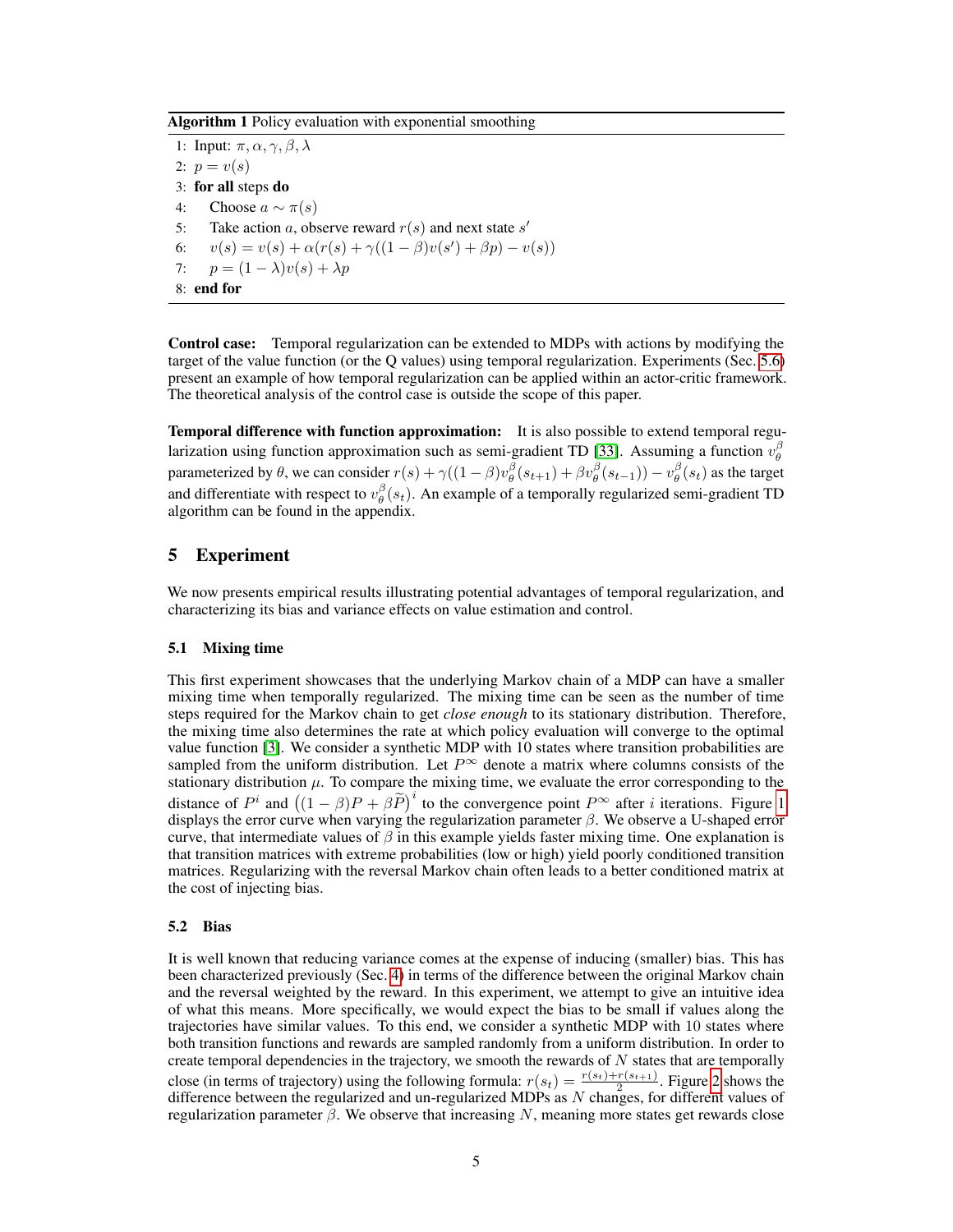**Algorithm 1** Policy evaluation with exponential smoothing

```
1: Input: π, α, γ, β, λ
2: p = v(s)
3: for all steps do
4:     Choose a ~ π(s)
5:     Take action a, observe reward r(s) and next state s'
6:     v(s) = v(s) + α(r(s) + γ((1 − β)v(s') + βp) − v(s))
7:     p = (1 − λ)v(s) + λp
8: end for
```

**Control case:** Temporal regularization can be extended to MDPs with actions by modifying the target of the value function (or the Q values) using temporal regularization. Experiments (Sec. 5.6) present an example of how temporal regularization can be applied within an actor-critic framework. The theoretical analysis of the control case is outside the scope of this paper.

**Temporal difference with function approximation:** It is also possible to extend temporal regularization using function approximation such as semi-gradient TD [33]. Assuming a function $v_\theta^\beta$ parameterized by $\theta$, we can consider $r(s) + \gamma((1-\beta)v_\theta^\beta(s_{t+1}) + \beta v_\theta^\beta(s_{t-1})) - v_\theta^\beta(s_t)$ as the target and differentiate with respect to $v_\theta^\beta(s_t)$. An example of a temporally regularized semi-gradient TD algorithm can be found in the appendix.

## 5 Experiment

We now presents empirical results illustrating potential advantages of temporal regularization, and characterizing its bias and variance effects on value estimation and control.

### 5.1 Mixing time

This first experiment showcases that the underlying Markov chain of a MDP can have a smaller mixing time when temporally regularized. The mixing time can be seen as the number of time steps required for the Markov chain to get *close enough* to its stationary distribution. Therefore, the mixing time also determines the rate at which policy evaluation will converge to the optimal value function [3]. We consider a synthetic MDP with 10 states where transition probabilities are sampled from the uniform distribution. Let $P^\infty$ denote a matrix where columns consists of the stationary distribution $\mu$. To compare the mixing time, we evaluate the error corresponding to the distance of $P^i$ and $\left((1-\beta)P + \beta\widetilde{P}\right)^i$ to the convergence point $P^\infty$ after $i$ iterations. Figure 1 displays the error curve when varying the regularization parameter $\beta$. We observe a U-shaped error curve, that intermediate values of $\beta$ in this example yields faster mixing time. One explanation is that transition matrices with extreme probabilities (low or high) yield poorly conditioned transition matrices. Regularizing with the reversal Markov chain often leads to a better conditioned matrix at the cost of injecting bias.

### 5.2 Bias

It is well known that reducing variance comes at the expense of inducing (smaller) bias. This has been characterized previously (Sec. 4) in terms of the difference between the original Markov chain and the reversal weighted by the reward. In this experiment, we attempt to give an intuitive idea of what this means. More specifically, we would expect the bias to be small if values along the trajectories have similar values. To this end, we consider a synthetic MDP with 10 states where both transition functions and rewards are sampled randomly from a uniform distribution. In order to create temporal dependencies in the trajectory, we smooth the rewards of $N$ states that are temporally close (in terms of trajectory) using the following formula: $r(s_t) = \frac{r(s_t)+r(s_{t+1})}{2}$. Figure 2 shows the difference between the regularized and un-regularized MDPs as $N$ changes, for different values of regularization parameter $\beta$. We observe that increasing $N$, meaning more states get rewards close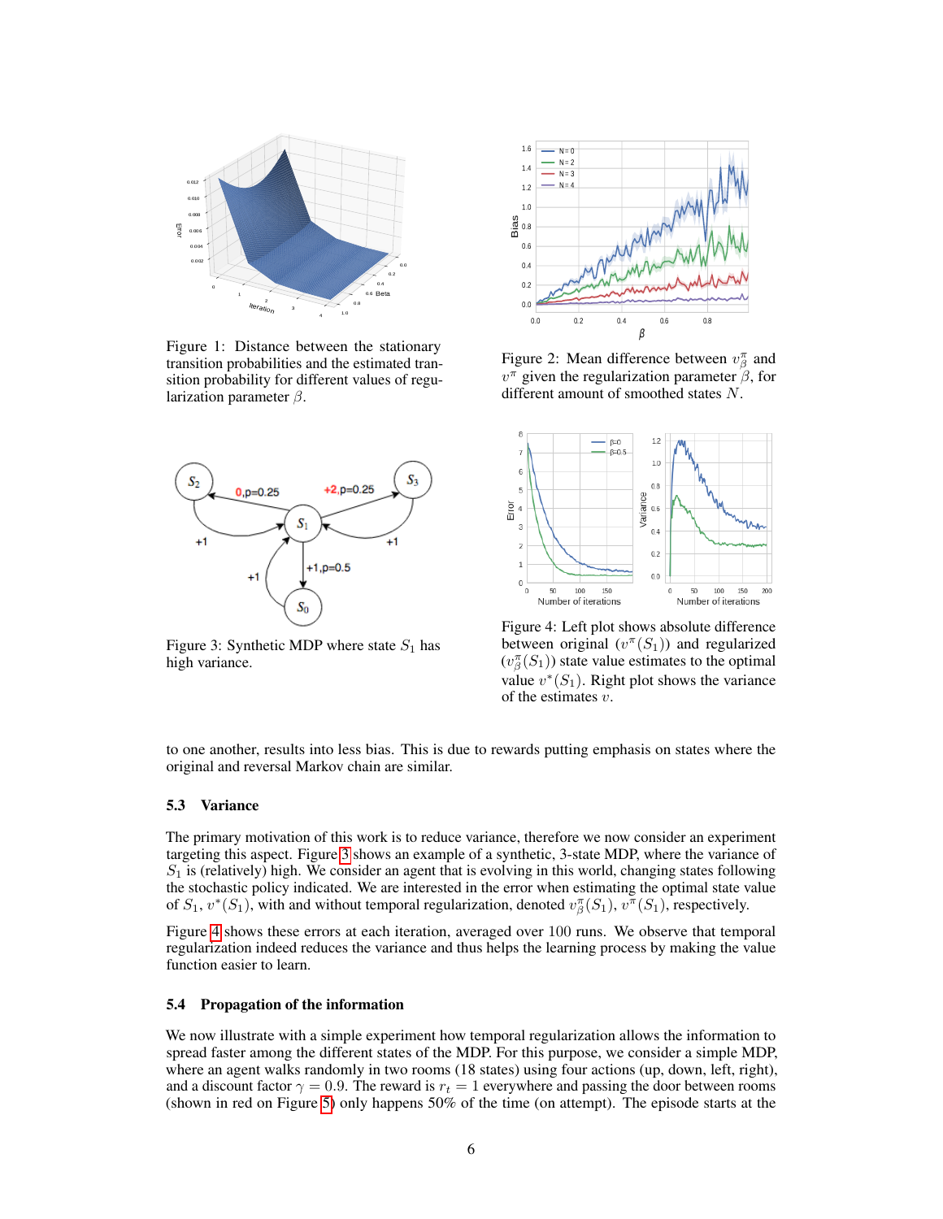Figure 1: Distance between the stationary transition probabilities and the estimated transition probability for different values of regularization parameter $\beta$.

Figure 2: Mean difference between $v^\pi_\beta$ and $v^\pi$ given the regularization parameter $\beta$, for different amount of smoothed states $N$.

Figure 3: Synthetic MDP where state $S_1$ has high variance.

Figure 4: Left plot shows absolute difference between original ($v^\pi(S_1)$) and regularized ($v^\pi_\beta(S_1)$) state value estimates to the optimal value $v^*(S_1)$. Right plot shows the variance of the estimates $v$.

to one another, results into less bias. This is due to rewards putting emphasis on states where the original and reversal Markov chain are similar.

### 5.3 Variance

The primary motivation of this work is to reduce variance, therefore we now consider an experiment targeting this aspect. Figure 3 shows an example of a synthetic, 3-state MDP, where the variance of $S_1$ is (relatively) high. We consider an agent that is evolving in this world, changing states following the stochastic policy indicated. We are interested in the error when estimating the optimal state value of $S_1$, $v^*(S_1)$, with and without temporal regularization, denoted $v^\pi_\beta(S_1)$, $v^\pi(S_1)$, respectively.

Figure 4 shows these errors at each iteration, averaged over 100 runs. We observe that temporal regularization indeed reduces the variance and thus helps the learning process by making the value function easier to learn.

### 5.4 Propagation of the information

We now illustrate with a simple experiment how temporal regularization allows the information to spread faster among the different states of the MDP. For this purpose, we consider a simple MDP, where an agent walks randomly in two rooms (18 states) using four actions (up, down, left, right), and a discount factor $\gamma = 0.9$. The reward is $r_t = 1$ everywhere and passing the door between rooms (shown in red on Figure 5) only happens 50% of the time (on attempt). The episode starts at the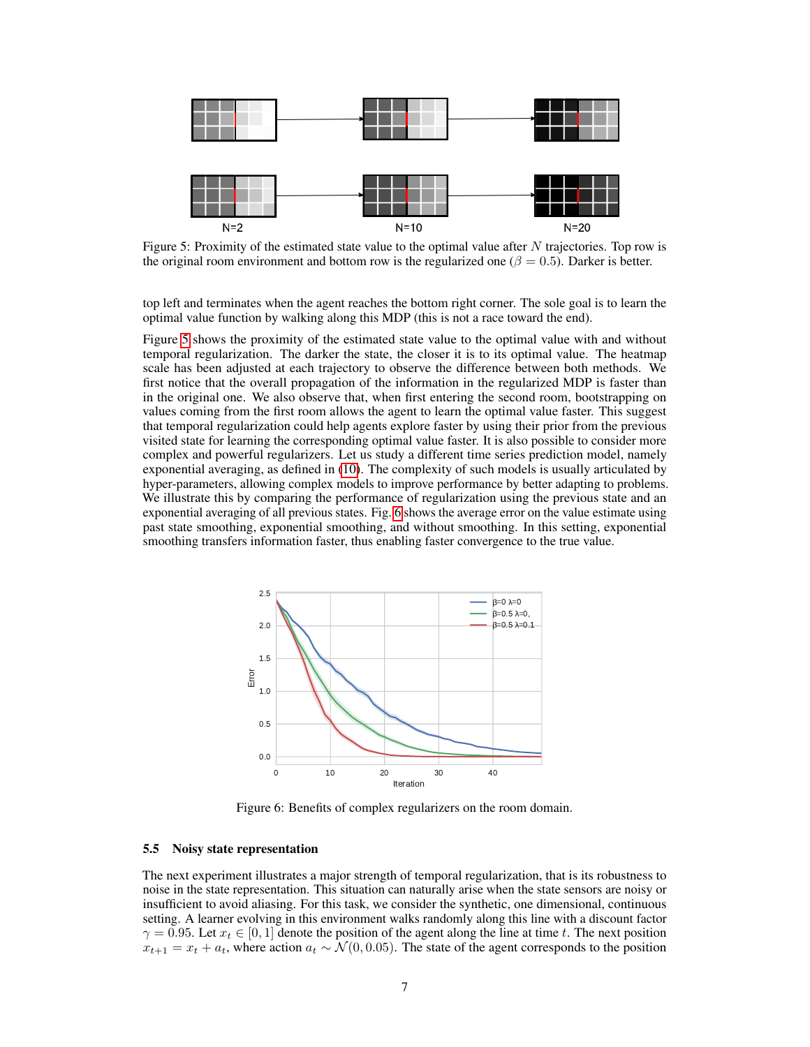Figure 5: Proximity of the estimated state value to the optimal value after $N$ trajectories. Top row is the original room environment and bottom row is the regularized one ($\beta = 0.5$). Darker is better.

top left and terminates when the agent reaches the bottom right corner. The sole goal is to learn the optimal value function by walking along this MDP (this is not a race toward the end).

Figure 5 shows the proximity of the estimated state value to the optimal value with and without temporal regularization. The darker the state, the closer it is to its optimal value. The heatmap scale has been adjusted at each trajectory to observe the difference between both methods. We first notice that the overall propagation of the information in the regularized MDP is faster than in the original one. We also observe that, when first entering the second room, bootstrapping on values coming from the first room allows the agent to learn the optimal value faster. This suggest that temporal regularization could help agents explore faster by using their prior from the previous visited state for learning the corresponding optimal value faster. It is also possible to consider more complex and powerful regularizers. Let us study a different time series prediction model, namely exponential averaging, as defined in (10). The complexity of such models is usually articulated by hyper-parameters, allowing complex models to improve performance by better adapting to problems. We illustrate this by comparing the performance of regularization using the previous state and an exponential averaging of all previous states. Fig. 6 shows the average error on the value estimate using past state smoothing, exponential smoothing, and without smoothing. In this setting, exponential smoothing transfers information faster, thus enabling faster convergence to the true value.

Figure 6: Benefits of complex regularizers on the room domain.

### 5.5 Noisy state representation

The next experiment illustrates a major strength of temporal regularization, that is its robustness to noise in the state representation. This situation can naturally arise when the state sensors are noisy or insufficient to avoid aliasing. For this task, we consider the synthetic, one dimensional, continuous setting. A learner evolving in this environment walks randomly along this line with a discount factor $\gamma = 0.95$. Let $x_t \in [0, 1]$ denote the position of the agent along the line at time $t$. The next position $x_{t+1} = x_t + a_t$, where action $a_t \sim \mathcal{N}(0, 0.05)$. The state of the agent corresponds to the position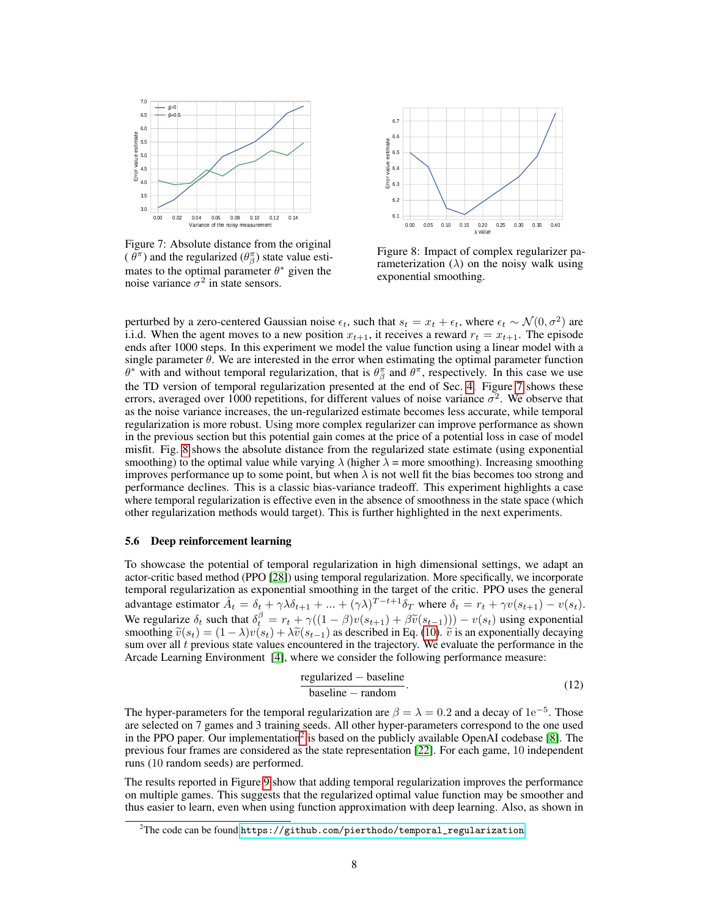Figure 7: Absolute distance from the original ( $\theta^{\pi}$) and the regularized ($\theta^{\pi}_{\beta}$) state value estimates to the optimal parameter $\theta^*$ given the noise variance $\sigma^2$ in state sensors.

Figure 8: Impact of complex regularizer parameterization ($\lambda$) on the noisy walk using exponential smoothing.

perturbed by a zero-centered Gaussian noise $\epsilon_t$, such that $s_t = x_t + \epsilon_t$, where $\epsilon_t \sim \mathcal{N}(0, \sigma^2)$ are i.i.d. When the agent moves to a new position $x_{t+1}$, it receives a reward $r_t = x_{t+1}$. The episode ends after 1000 steps. In this experiment we model the value function using a linear model with a single parameter $\theta$. We are interested in the error when estimating the optimal parameter function $\theta^*$ with and without temporal regularization, that is $\theta^{\pi}_{\beta}$ and $\theta^{\pi}$, respectively. In this case we use the TD version of temporal regularization presented at the end of Sec. 4. Figure 7 shows these errors, averaged over 1000 repetitions, for different values of noise variance $\sigma^2$. We observe that as the noise variance increases, the un-regularized estimate becomes less accurate, while temporal regularization is more robust. Using more complex regularizer can improve performance as shown in the previous section but this potential gain comes at the price of a potential loss in case of model misfit. Fig. 8 shows the absolute distance from the regularized state estimate (using exponential smoothing) to the optimal value while varying $\lambda$ (higher $\lambda$ = more smoothing). Increasing smoothing improves performance up to some point, but when $\lambda$ is not well fit the bias becomes too strong and performance declines. This is a classic bias-variance tradeoff. This experiment highlights a case where temporal regularization is effective even in the absence of smoothness in the state space (which other regularization methods would target). This is further highlighted in the next experiments.

### 5.6 Deep reinforcement learning

To showcase the potential of temporal regularization in high dimensional settings, we adapt an actor-critic based method (PPO [28]) using temporal regularization. More specifically, we incorporate temporal regularization as exponential smoothing in the target of the critic. PPO uses the general advantage estimator $\hat{A}_t = \delta_t + \gamma\lambda\delta_{t+1} + ... + (\gamma\lambda)^{T-t+1}\delta_T$ where $\delta_t = r_t + \gamma v(s_{t+1}) - v(s_t)$. We regularize $\delta_t$ such that $\delta^{\beta}_t = r_t + \gamma((1-\beta)v(s_{t+1}) + \beta\widetilde{v}(s_{t-1}))) - v(s_t)$ using exponential smoothing $\widetilde{v}(s_t) = (1-\lambda)v(s_t) + \lambda\widetilde{v}(s_{t-1})$ as described in Eq. (10). $\widetilde{v}$ is an exponentially decaying sum over all $t$ previous state values encountered in the trajectory. We evaluate the performance in the Arcade Learning Environment [4], where we consider the following performance measure:

$$\frac{\text{regularized} - \text{baseline}}{\text{baseline} - \text{random}}. \tag{12}$$

The hyper-parameters for the temporal regularization are $\beta = \lambda = 0.2$ and a decay of $1\text{e}^{-5}$. Those are selected on 7 games and 3 training seeds. All other hyper-parameters correspond to the one used in the PPO paper. Our implementation[2] is based on the publicly available OpenAI codebase [8]. The previous four frames are considered as the state representation [22]. For each game, 10 independent runs (10 random seeds) are performed.

The results reported in Figure 9 show that adding temporal regularization improves the performance on multiple games. This suggests that the regularized optimal value function may be smoother and thus easier to learn, even when using function approximation with deep learning. Also, as shown in

[2]The code can be found https://github.com/pierthodo/temporal_regularization.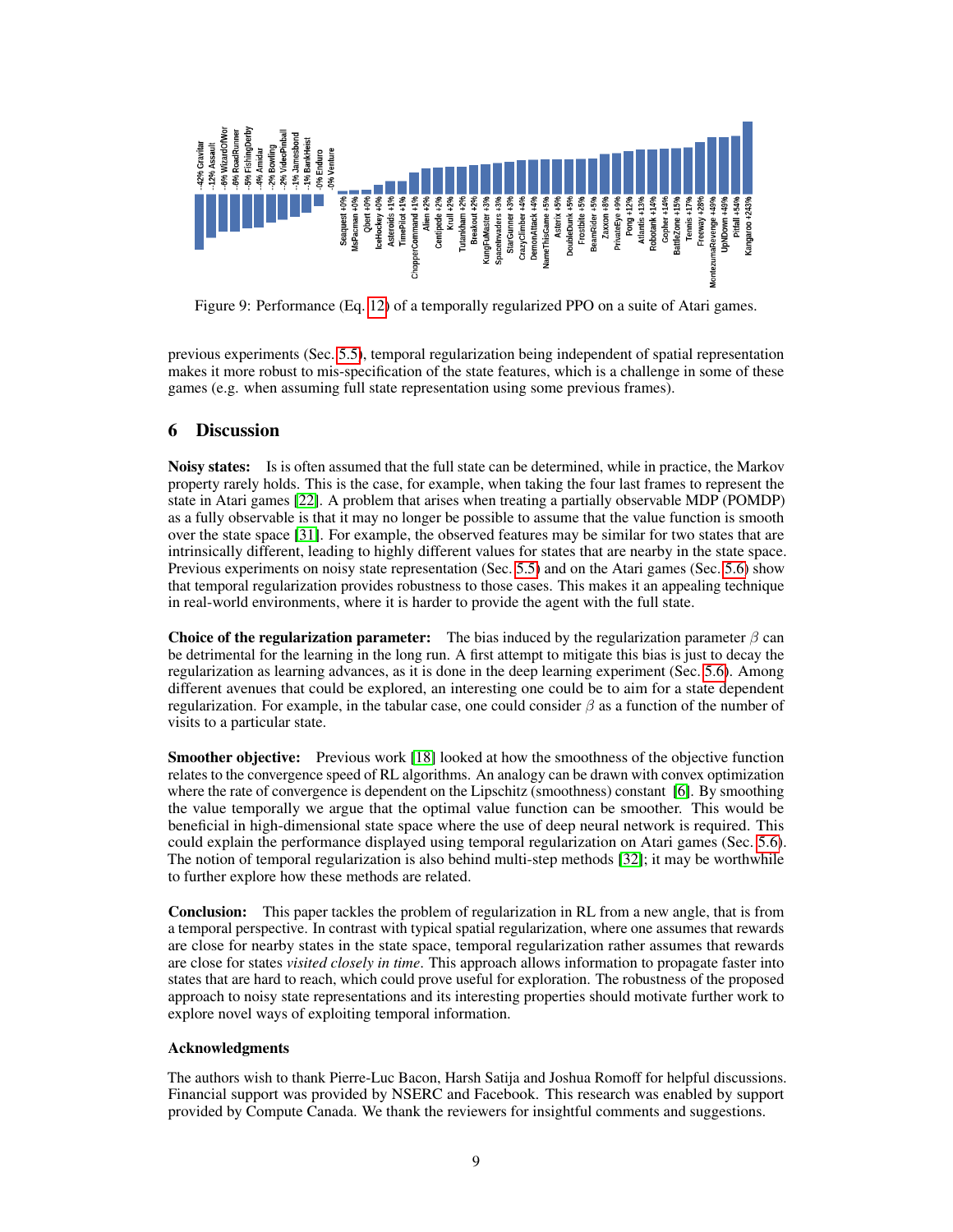Figure 9: Performance (Eq. 12) of a temporally regularized PPO on a suite of Atari games.

previous experiments (Sec. 5.5), temporal regularization being independent of spatial representation makes it more robust to mis-specification of the state features, which is a challenge in some of these games (e.g. when assuming full state representation using some previous frames).

## 6 Discussion

**Noisy states:** Is is often assumed that the full state can be determined, while in practice, the Markov property rarely holds. This is the case, for example, when taking the four last frames to represent the state in Atari games [22]. A problem that arises when treating a partially observable MDP (POMDP) as a fully observable is that it may no longer be possible to assume that the value function is smooth over the state space [31]. For example, the observed features may be similar for two states that are intrinsically different, leading to highly different values for states that are nearby in the state space. Previous experiments on noisy state representation (Sec. 5.5) and on the Atari games (Sec. 5.6) show that temporal regularization provides robustness to those cases. This makes it an appealing technique in real-world environments, where it is harder to provide the agent with the full state.

**Choice of the regularization parameter:** The bias induced by the regularization parameter $\beta$ can be detrimental for the learning in the long run. A first attempt to mitigate this bias is just to decay the regularization as learning advances, as it is done in the deep learning experiment (Sec. 5.6). Among different avenues that could be explored, an interesting one could be to aim for a state dependent regularization. For example, in the tabular case, one could consider $\beta$ as a function of the number of visits to a particular state.

**Smoother objective:** Previous work [18] looked at how the smoothness of the objective function relates to the convergence speed of RL algorithms. An analogy can be drawn with convex optimization where the rate of convergence is dependent on the Lipschitz (smoothness) constant [6]. By smoothing the value temporally we argue that the optimal value function can be smoother. This would be beneficial in high-dimensional state space where the use of deep neural network is required. This could explain the performance displayed using temporal regularization on Atari games (Sec. 5.6). The notion of temporal regularization is also behind multi-step methods [32]; it may be worthwhile to further explore how these methods are related.

**Conclusion:** This paper tackles the problem of regularization in RL from a new angle, that is from a temporal perspective. In contrast with typical spatial regularization, where one assumes that rewards are close for nearby states in the state space, temporal regularization rather assumes that rewards are close for states *visited closely in time*. This approach allows information to propagate faster into states that are hard to reach, which could prove useful for exploration. The robustness of the proposed approach to noisy state representations and its interesting properties should motivate further work to explore novel ways of exploiting temporal information.

### Acknowledgments

The authors wish to thank Pierre-Luc Bacon, Harsh Satija and Joshua Romoff for helpful discussions. Financial support was provided by NSERC and Facebook. This research was enabled by support provided by Compute Canada. We thank the reviewers for insightful comments and suggestions.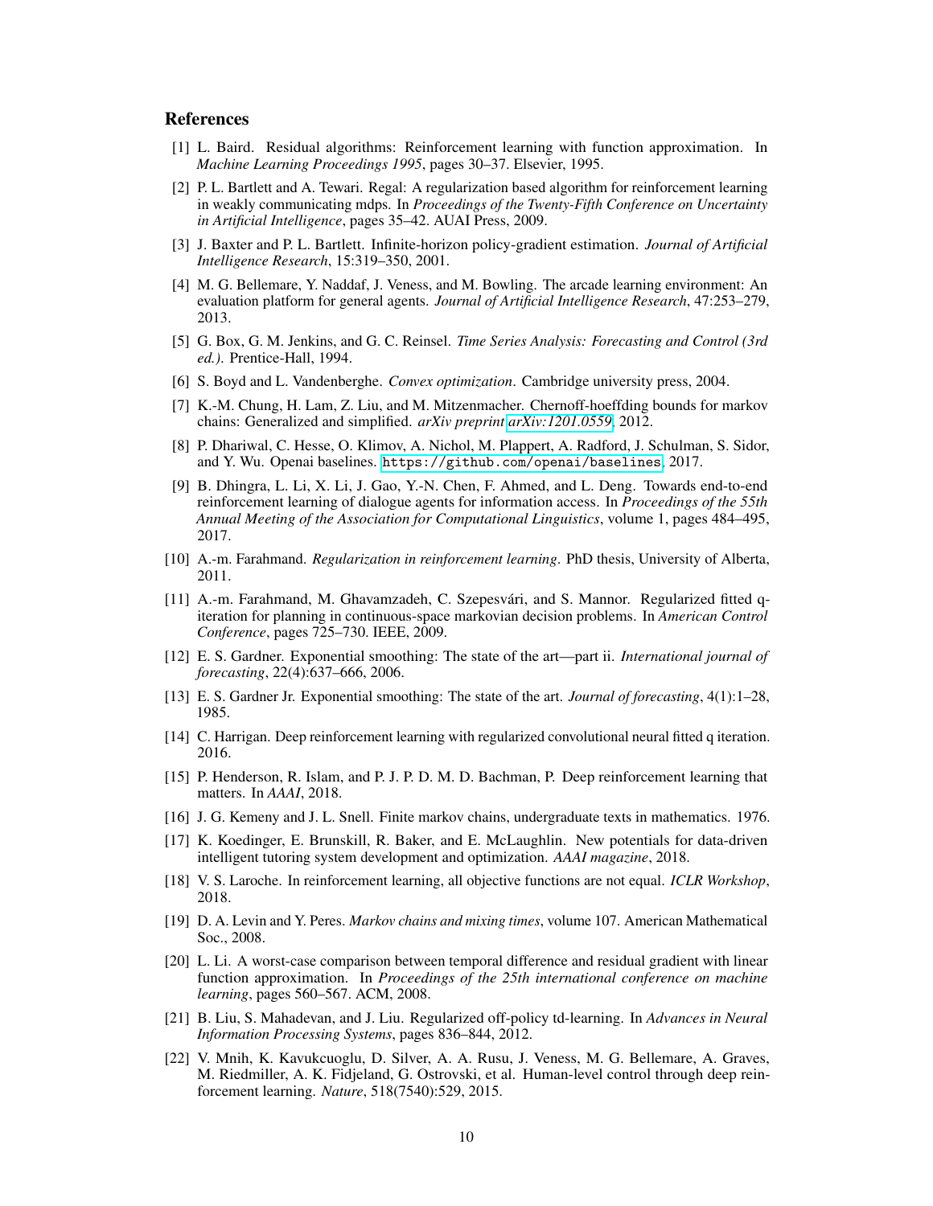## References

[1] L. Baird. Residual algorithms: Reinforcement learning with function approximation. In *Machine Learning Proceedings 1995*, pages 30–37. Elsevier, 1995.

[2] P. L. Bartlett and A. Tewari. Regal: A regularization based algorithm for reinforcement learning in weakly communicating mdps. In *Proceedings of the Twenty-Fifth Conference on Uncertainty in Artificial Intelligence*, pages 35–42. AUAI Press, 2009.

[3] J. Baxter and P. L. Bartlett. Infinite-horizon policy-gradient estimation. *Journal of Artificial Intelligence Research*, 15:319–350, 2001.

[4] M. G. Bellemare, Y. Naddaf, J. Veness, and M. Bowling. The arcade learning environment: An evaluation platform for general agents. *Journal of Artificial Intelligence Research*, 47:253–279, 2013.

[5] G. Box, G. M. Jenkins, and G. C. Reinsel. *Time Series Analysis: Forecasting and Control (3rd ed.)*. Prentice-Hall, 1994.

[6] S. Boyd and L. Vandenberghe. *Convex optimization*. Cambridge university press, 2004.

[7] K.-M. Chung, H. Lam, Z. Liu, and M. Mitzenmacher. Chernoff-hoeffding bounds for markov chains: Generalized and simplified. *arXiv preprint arXiv:1201.0559*, 2012.

[8] P. Dhariwal, C. Hesse, O. Klimov, A. Nichol, M. Plappert, A. Radford, J. Schulman, S. Sidor, and Y. Wu. Openai baselines. `https://github.com/openai/baselines`, 2017.

[9] B. Dhingra, L. Li, X. Li, J. Gao, Y.-N. Chen, F. Ahmed, and L. Deng. Towards end-to-end reinforcement learning of dialogue agents for information access. In *Proceedings of the 55th Annual Meeting of the Association for Computational Linguistics*, volume 1, pages 484–495, 2017.

[10] A.-m. Farahmand. *Regularization in reinforcement learning*. PhD thesis, University of Alberta, 2011.

[11] A.-m. Farahmand, M. Ghavamzadeh, C. Szepesvári, and S. Mannor. Regularized fitted q-iteration for planning in continuous-space markovian decision problems. In *American Control Conference*, pages 725–730. IEEE, 2009.

[12] E. S. Gardner. Exponential smoothing: The state of the art—part ii. *International journal of forecasting*, 22(4):637–666, 2006.

[13] E. S. Gardner Jr. Exponential smoothing: The state of the art. *Journal of forecasting*, 4(1):1–28, 1985.

[14] C. Harrigan. Deep reinforcement learning with regularized convolutional neural fitted q iteration. 2016.

[15] P. Henderson, R. Islam, and P. J. P. D. M. D. Bachman, P. Deep reinforcement learning that matters. In *AAAI*, 2018.

[16] J. G. Kemeny and J. L. Snell. Finite markov chains, undergraduate texts in mathematics. 1976.

[17] K. Koedinger, E. Brunskill, R. Baker, and E. McLaughlin. New potentials for data-driven intelligent tutoring system development and optimization. *AAAI magazine*, 2018.

[18] V. S. Laroche. In reinforcement learning, all objective functions are not equal. *ICLR Workshop*, 2018.

[19] D. A. Levin and Y. Peres. *Markov chains and mixing times*, volume 107. American Mathematical Soc., 2008.

[20] L. Li. A worst-case comparison between temporal difference and residual gradient with linear function approximation. In *Proceedings of the 25th international conference on machine learning*, pages 560–567. ACM, 2008.

[21] B. Liu, S. Mahadevan, and J. Liu. Regularized off-policy td-learning. In *Advances in Neural Information Processing Systems*, pages 836–844, 2012.

[22] V. Mnih, K. Kavukcuoglu, D. Silver, A. A. Rusu, J. Veness, M. G. Bellemare, A. Graves, M. Riedmiller, A. K. Fidjeland, G. Ostrovski, et al. Human-level control through deep reinforcement learning. *Nature*, 518(7540):529, 2015.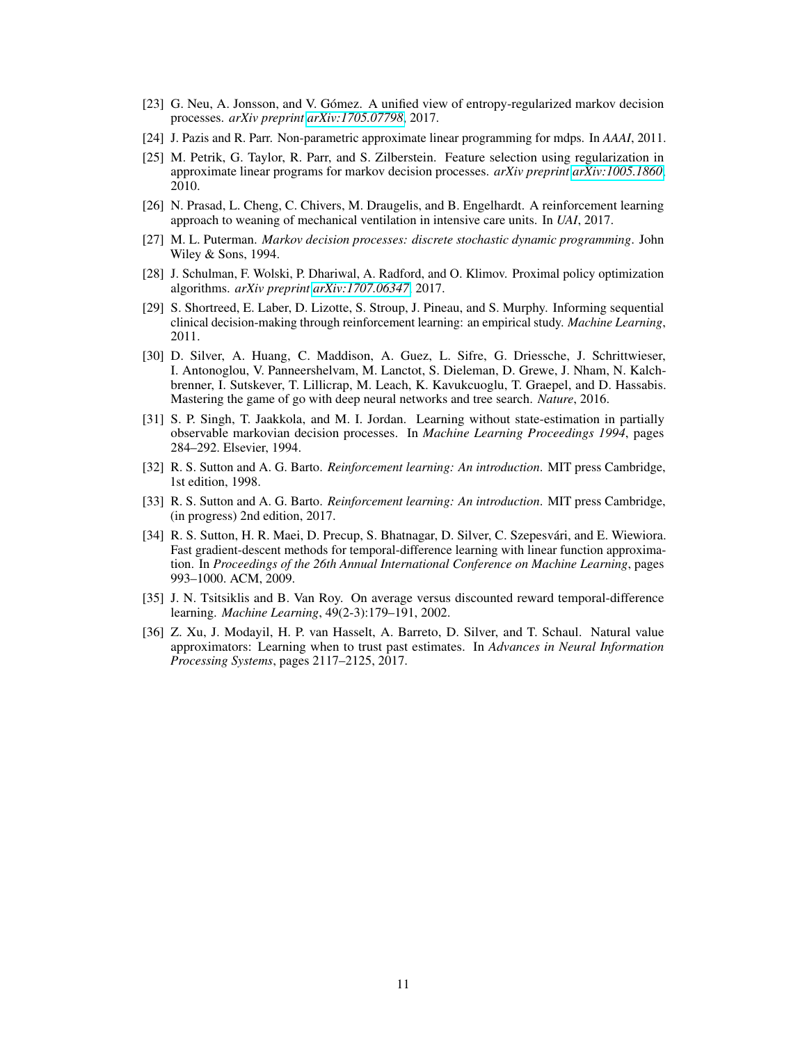[23] G. Neu, A. Jonsson, and V. Gómez. A unified view of entropy-regularized markov decision processes. *arXiv preprint arXiv:1705.07798*, 2017.

[24] J. Pazis and R. Parr. Non-parametric approximate linear programming for mdps. In *AAAI*, 2011.

[25] M. Petrik, G. Taylor, R. Parr, and S. Zilberstein. Feature selection using regularization in approximate linear programs for markov decision processes. *arXiv preprint arXiv:1005.1860*, 2010.

[26] N. Prasad, L. Cheng, C. Chivers, M. Draugelis, and B. Engelhardt. A reinforcement learning approach to weaning of mechanical ventilation in intensive care units. In *UAI*, 2017.

[27] M. L. Puterman. *Markov decision processes: discrete stochastic dynamic programming*. John Wiley & Sons, 1994.

[28] J. Schulman, F. Wolski, P. Dhariwal, A. Radford, and O. Klimov. Proximal policy optimization algorithms. *arXiv preprint arXiv:1707.06347*, 2017.

[29] S. Shortreed, E. Laber, D. Lizotte, S. Stroup, J. Pineau, and S. Murphy. Informing sequential clinical decision-making through reinforcement learning: an empirical study. *Machine Learning*, 2011.

[30] D. Silver, A. Huang, C. Maddison, A. Guez, L. Sifre, G. Driessche, J. Schrittwieser, I. Antonoglou, V. Panneershelvam, M. Lanctot, S. Dieleman, D. Grewe, J. Nham, N. Kalchbrenner, I. Sutskever, T. Lillicrap, M. Leach, K. Kavukcuoglu, T. Graepel, and D. Hassabis. Mastering the game of go with deep neural networks and tree search. *Nature*, 2016.

[31] S. P. Singh, T. Jaakkola, and M. I. Jordan. Learning without state-estimation in partially observable markovian decision processes. In *Machine Learning Proceedings 1994*, pages 284–292. Elsevier, 1994.

[32] R. S. Sutton and A. G. Barto. *Reinforcement learning: An introduction*. MIT press Cambridge, 1st edition, 1998.

[33] R. S. Sutton and A. G. Barto. *Reinforcement learning: An introduction*. MIT press Cambridge, (in progress) 2nd edition, 2017.

[34] R. S. Sutton, H. R. Maei, D. Precup, S. Bhatnagar, D. Silver, C. Szepesvári, and E. Wiewiora. Fast gradient-descent methods for temporal-difference learning with linear function approximation. In *Proceedings of the 26th Annual International Conference on Machine Learning*, pages 993–1000. ACM, 2009.

[35] J. N. Tsitsiklis and B. Van Roy. On average versus discounted reward temporal-difference learning. *Machine Learning*, 49(2-3):179–191, 2002.

[36] Z. Xu, J. Modayil, H. P. van Hasselt, A. Barreto, D. Silver, and T. Schaul. Natural value approximators: Learning when to trust past estimates. In *Advances in Neural Information Processing Systems*, pages 2117–2125, 2017.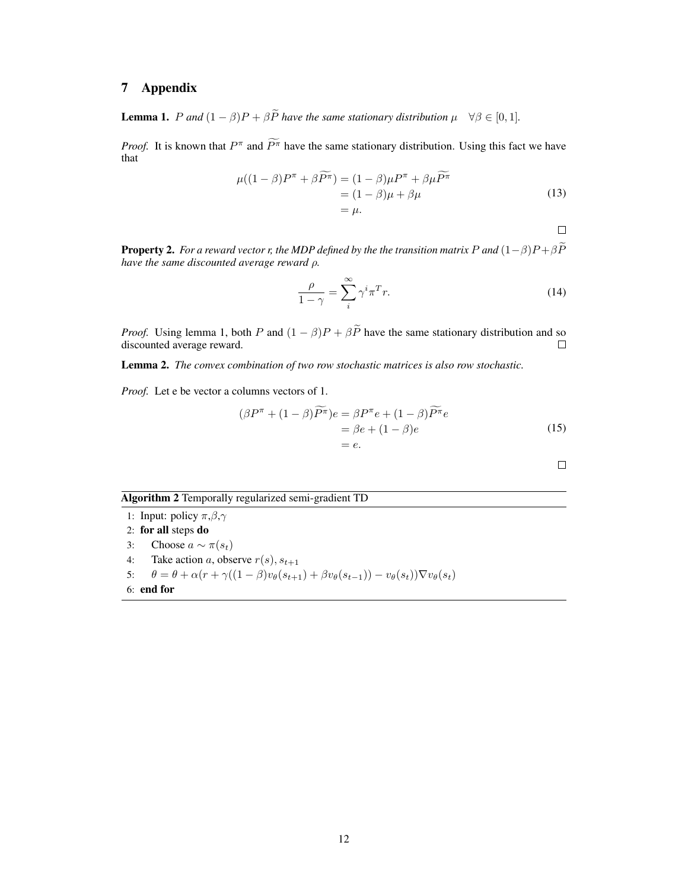## 7 Appendix

**Lemma 1.** *$P$ and $(1-\beta)P + \beta\widetilde{P}$ have the same stationary distribution $\mu \quad \forall \beta \in [0,1]$.*

*Proof.* It is known that $P^\pi$ and $\widetilde{P^\pi}$ have the same stationary distribution. Using this fact we have that

$$
\begin{aligned}
\mu((1-\beta)P^\pi + \beta\widetilde{P^\pi}) &= (1-\beta)\mu P^\pi + \beta\mu\widetilde{P^\pi} \\
&= (1-\beta)\mu + \beta\mu \\
&= \mu.
\end{aligned}
\tag{13}
$$

□

**Property 2.** *For a reward vector r, the MDP defined by the the transition matrix $P$ and $(1-\beta)P+\beta\widetilde{P}$ have the same discounted average reward $\rho$.*

$$
\frac{\rho}{1-\gamma} = \sum_i^\infty \gamma^i \pi^T r.
\tag{14}
$$

*Proof.* Using lemma 1, both $P$ and $(1-\beta)P + \beta\widetilde{P}$ have the same stationary distribution and so discounted average reward. □

**Lemma 2.** *The convex combination of two row stochastic matrices is also row stochastic.*

*Proof.* Let e be vector a columns vectors of 1.

$$
\begin{aligned}
(\beta P^\pi + (1-\beta)\widetilde{P^\pi})e &= \beta P^\pi e + (1-\beta)\widetilde{P^\pi}e \\
&= \beta e + (1-\beta)e \\
&= e.
\end{aligned}
\tag{15}
$$

□

**Algorithm 2** Temporally regularized semi-gradient TD

1: Input: policy $\pi$,$\beta$,$\gamma$
2: **for all** steps **do**
3: Choose $a \sim \pi(s_t)$
4: Take action $a$, observe $r(s), s_{t+1}$
5: $\theta = \theta + \alpha(r + \gamma((1-\beta)v_\theta(s_{t+1}) + \beta v_\theta(s_{t-1})) - v_\theta(s_t))\nabla v_\theta(s_t)$
6: **end for**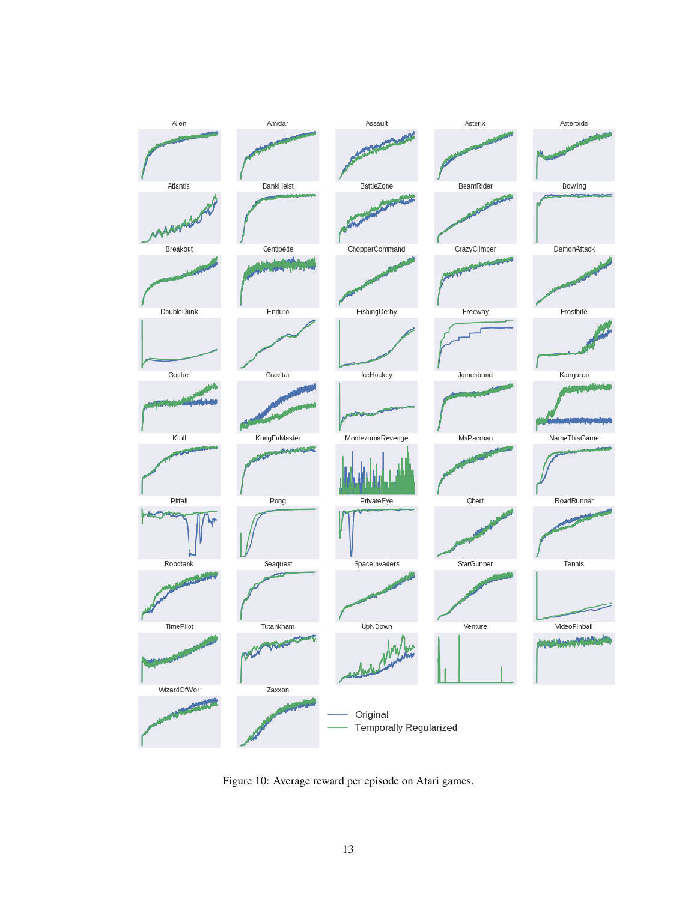Alien

Amidar

Assault

Asterix

Asteroids

Atlantis

BankHeist

BattleZone

BeamRider

Bowling

Breakout

Centipede

ChopperCommand

CrazyClimber

DemonAttack

DoubleDunk

Enduro

FishingDerby

Freeway

Frostbite

Gopher

Gravitar

IceHockey

Jamesbond

Kangaroo

Krull

KungFuMaster

MontezumaRevenge

MsPacman

NameThisGame

Pitfall

Pong

PrivateEye

Qbert

RoadRunner

Robotank

Seaquest

SpaceInvaders

StarGunner

Tennis

TimePilot

Tutankham

UpNDown

Venture

VideoPinball

WizardOfWor

Zaxxon

Original

Temporally Regularized

Figure 10: Average reward per episode on Atari games.